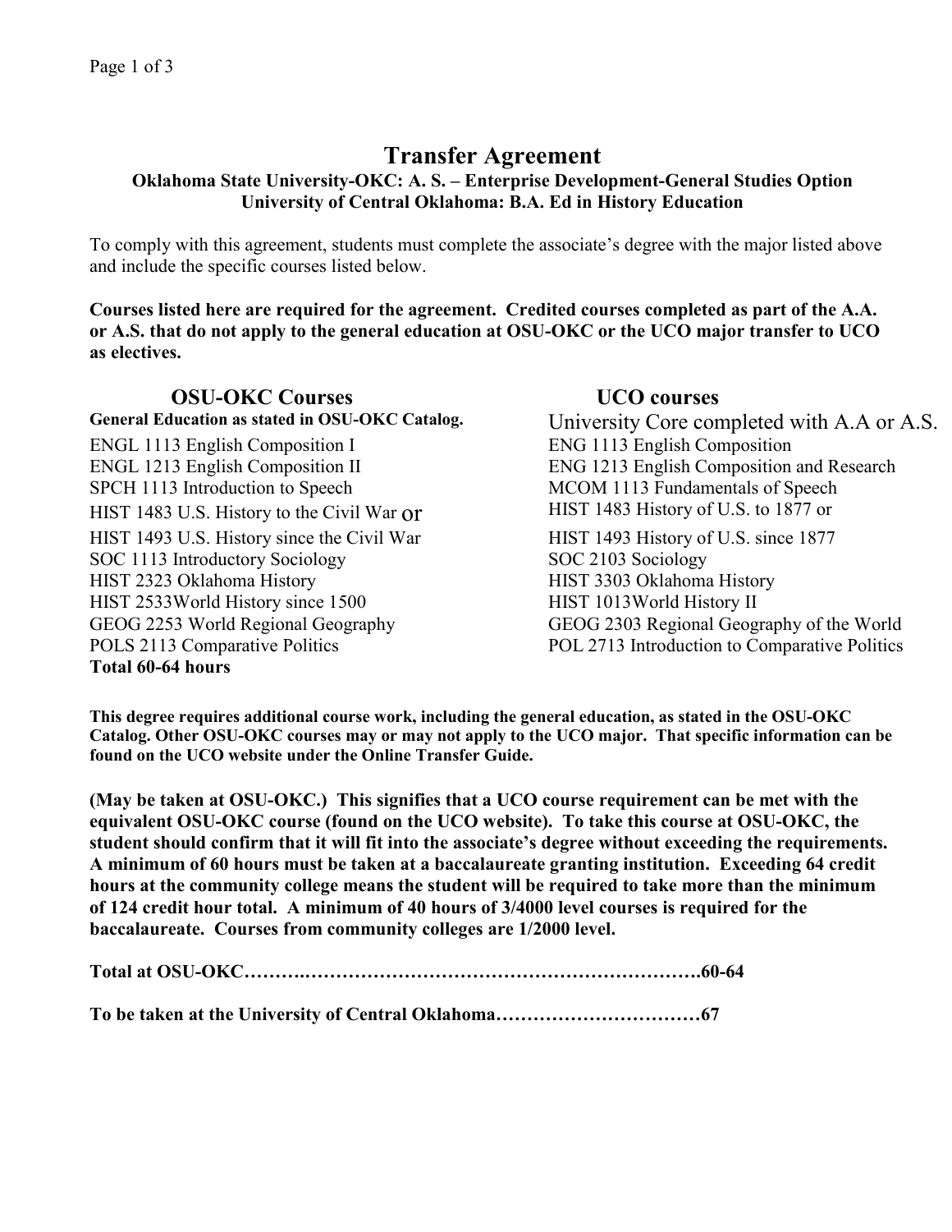# Transfer Agreement

**Oklahoma State University-OKC: A. S. – Enterprise Development-General Studies Option**
**University of Central Oklahoma: B.A. Ed in History Education**

To comply with this agreement, students must complete the associate's degree with the major listed above and include the specific courses listed below.

**Courses listed here are required for the agreement. Credited courses completed as part of the A.A. or A.S. that do not apply to the general education at OSU-OKC or the UCO major transfer to UCO as electives.**

| OSU-OKC Courses | UCO courses |
|---|---|
| **General Education as stated in OSU-OKC Catalog.** | University Core completed with A.A or A.S. |
| ENGL 1113 English Composition I | ENG 1113 English Composition |
| ENGL 1213 English Composition II | ENG 1213 English Composition and Research |
| SPCH 1113 Introduction to Speech | MCOM 1113 Fundamentals of Speech |
| HIST 1483 U.S. History to the Civil War or | HIST 1483 History of U.S. to 1877 or |
| HIST 1493 U.S. History since the Civil War | HIST 1493 History of U.S. since 1877 |
| SOC 1113 Introductory Sociology | SOC 2103 Sociology |
| HIST 2323 Oklahoma History | HIST 3303 Oklahoma History |
| HIST 2533World History since 1500 | HIST 1013World History II |
| GEOG 2253 World Regional Geography | GEOG 2303 Regional Geography of the World |
| POLS 2113 Comparative Politics | POL 2713 Introduction to Comparative Politics |
| **Total 60-64 hours** | |

**This degree requires additional course work, including the general education, as stated in the OSU-OKC Catalog. Other OSU-OKC courses may or may not apply to the UCO major. That specific information can be found on the UCO website under the Online Transfer Guide.**

**(May be taken at OSU-OKC.) This signifies that a UCO course requirement can be met with the equivalent OSU-OKC course (found on the UCO website). To take this course at OSU-OKC, the student should confirm that it will fit into the associate's degree without exceeding the requirements. A minimum of 60 hours must be taken at a baccalaureate granting institution. Exceeding 64 credit hours at the community college means the student will be required to take more than the minimum of 124 credit hour total. A minimum of 40 hours of 3/4000 level courses is required for the baccalaureate. Courses from community colleges are 1/2000 level.**

**Total at OSU-OKC……….………………………………………………….60-64**

**To be taken at the University of Central Oklahoma……………………………67**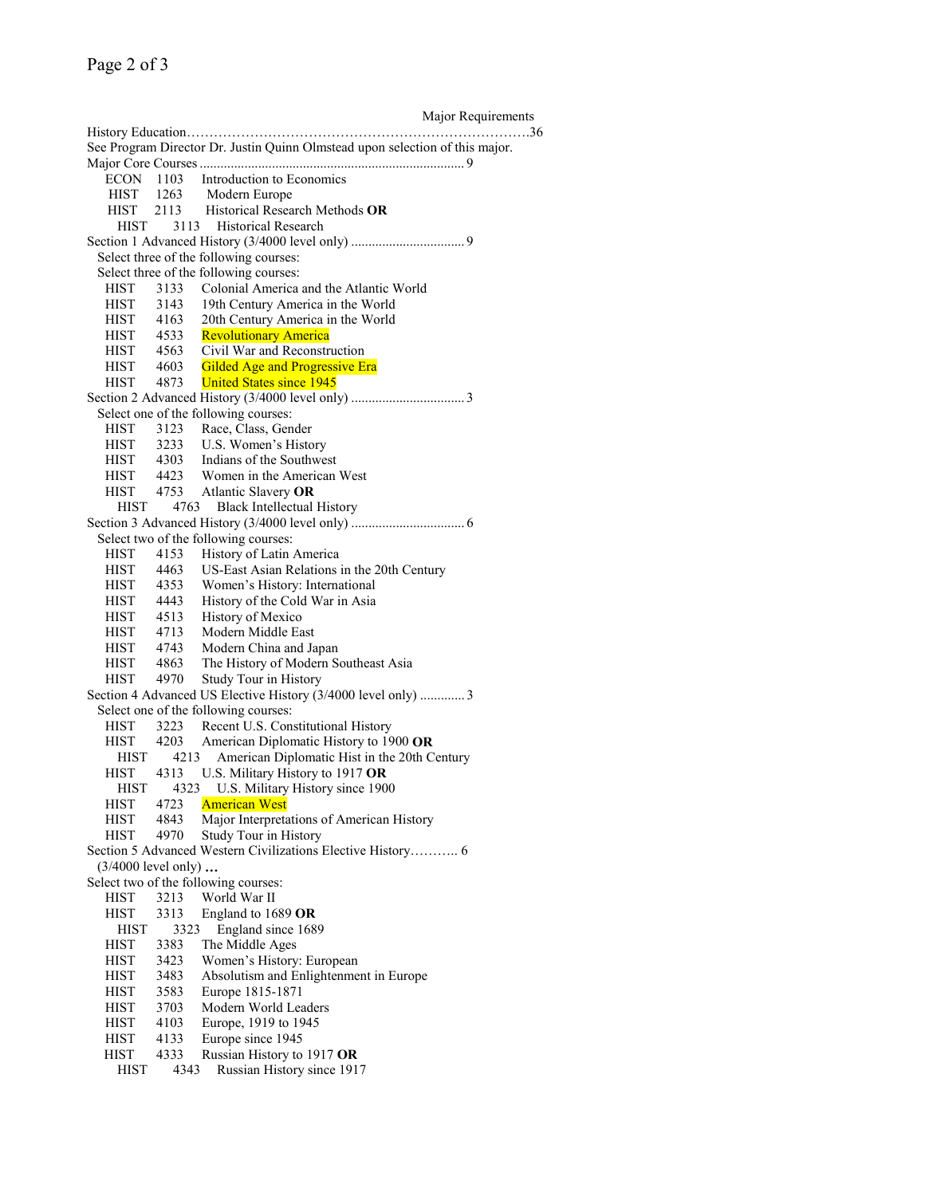Major Requirements

History Education……………………………………………………………………36

See Program Director Dr. Justin Quinn Olmstead upon selection of this major.

Major Core Courses ............................................................................ 9

- ECON 1103 Introduction to Economics
- HIST 1263 Modern Europe
- HIST 2113 Historical Research Methods **OR**
  - HIST 3113 Historical Research

Section 1 Advanced History (3/4000 level only) ................................ 9

Select three of the following courses:

Select three of the following courses:

- HIST 3133 Colonial America and the Atlantic World
- HIST 3143 19th Century America in the World
- HIST 4163 20th Century America in the World
- HIST 4533 Revolutionary America
- HIST 4563 Civil War and Reconstruction
- HIST 4603 Gilded Age and Progressive Era
- HIST 4873 United States since 1945

Section 2 Advanced History (3/4000 level only) ................................ 3

Select one of the following courses:

- HIST 3123 Race, Class, Gender
- HIST 3233 U.S. Women's History
- HIST 4303 Indians of the Southwest
- HIST 4423 Women in the American West
- HIST 4753 Atlantic Slavery **OR**
  - HIST 4763 Black Intellectual History

Section 3 Advanced History (3/4000 level only) ................................ 6

Select two of the following courses:

- HIST 4153 History of Latin America
- HIST 4463 US-East Asian Relations in the 20th Century
- HIST 4353 Women's History: International
- HIST 4443 History of the Cold War in Asia
- HIST 4513 History of Mexico
- HIST 4713 Modern Middle East
- HIST 4743 Modern China and Japan
- HIST 4863 The History of Modern Southeast Asia
- HIST 4970 Study Tour in History

Section 4 Advanced US Elective History (3/4000 level only) ............. 3

Select one of the following courses:

- HIST 3223 Recent U.S. Constitutional History
- HIST 4203 American Diplomatic History to 1900 **OR**
  - HIST 4213 American Diplomatic Hist in the 20th Century
- HIST 4313 U.S. Military History to 1917 **OR**
  - HIST 4323 U.S. Military History since 1900
- HIST 4723 American West
- HIST 4843 Major Interpretations of American History
- HIST 4970 Study Tour in History

Section 5 Advanced Western Civilizations Elective History……….. 6 (3/4000 level only) **…**

Select two of the following courses:

- HIST 3213 World War II
- HIST 3313 England to 1689 **OR**
  - HIST 3323 England since 1689
- HIST 3383 The Middle Ages
- HIST 3423 Women's History: European
- HIST 3483 Absolutism and Enlightenment in Europe
- HIST 3583 Europe 1815-1871
- HIST 3703 Modern World Leaders
- HIST 4103 Europe, 1919 to 1945
- HIST 4133 Europe since 1945
- HIST 4333 Russian History to 1917 **OR**
  - HIST 4343 Russian History since 1917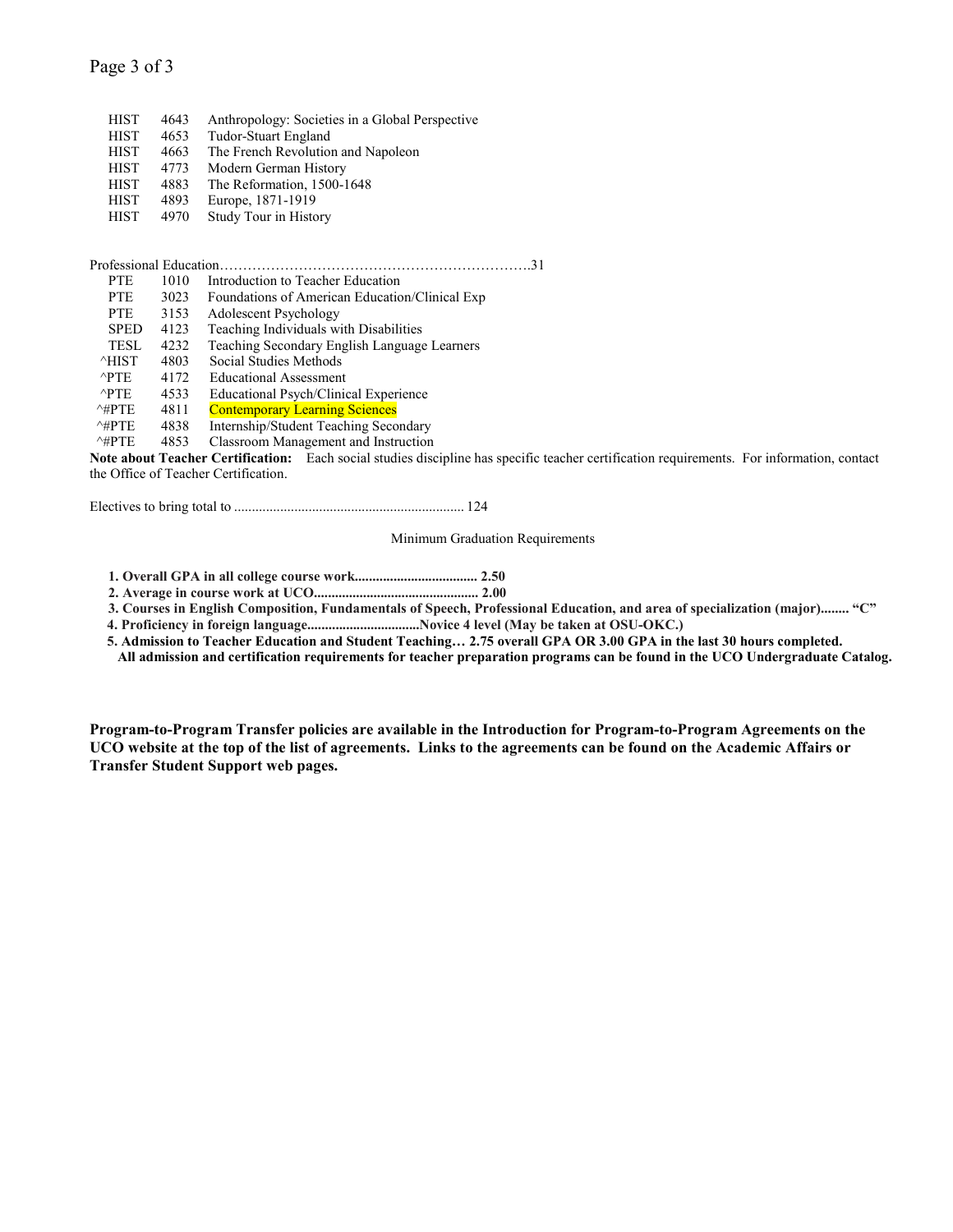| | | |
|---|---|---|
| HIST | 4643 | Anthropology: Societies in a Global Perspective |
| HIST | 4653 | Tudor-Stuart England |
| HIST | 4663 | The French Revolution and Napoleon |
| HIST | 4773 | Modern German History |
| HIST | 4883 | The Reformation, 1500-1648 |
| HIST | 4893 | Europe, 1871-1919 |
| HIST | 4970 | Study Tour in History |

Professional Education……………………………………………………….31

| | | |
|---|---|---|
| PTE | 1010 | Introduction to Teacher Education |
| PTE | 3023 | Foundations of American Education/Clinical Exp |
| PTE | 3153 | Adolescent Psychology |
| SPED | 4123 | Teaching Individuals with Disabilities |
| TESL | 4232 | Teaching Secondary English Language Learners |
| ^HIST | 4803 | Social Studies Methods |
| ^PTE | 4172 | Educational Assessment |
| ^PTE | 4533 | Educational Psych/Clinical Experience |
| ^#PTE | 4811 | Contemporary Learning Sciences |
| ^#PTE | 4838 | Internship/Student Teaching Secondary |
| ^#PTE | 4853 | Classroom Management and Instruction |

**Note about Teacher Certification:** Each social studies discipline has specific teacher certification requirements. For information, contact the Office of Teacher Certification.

Electives to bring total to ................................................................ 124

Minimum Graduation Requirements

1. **Overall GPA in all college course work.................................. 2.50**
2. **Average in course work at UCO.............................................. 2.00**
3. **Courses in English Composition, Fundamentals of Speech, Professional Education, and area of specialization (major)........ "C"**
4. **Proficiency in foreign language...............................Novice 4 level (May be taken at OSU-OKC.)**
5. **Admission to Teacher Education and Student Teaching… 2.75 overall GPA OR 3.00 GPA in the last 30 hours completed.**
   **All admission and certification requirements for teacher preparation programs can be found in the UCO Undergraduate Catalog.**

**Program-to-Program Transfer policies are available in the Introduction for Program-to-Program Agreements on the UCO website at the top of the list of agreements. Links to the agreements can be found on the Academic Affairs or Transfer Student Support web pages.**